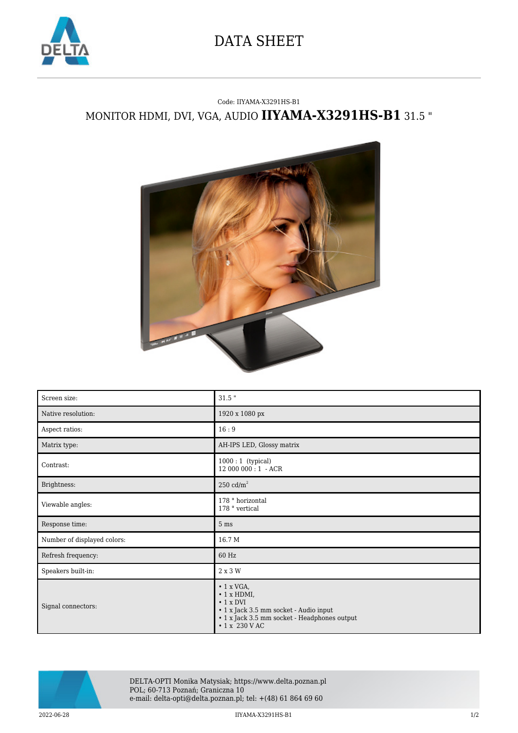# DATA SHEET

Code: IIYAMA-X3291HS-B1

## MONITOR HDMI, DVI, VGA, AUDIO **IIYAMA-X3291HS-B1** 31.5 "

| Screen size: | 31.5 " |
|---|---|
| Native resolution: | 1920 x 1080 px |
| Aspect ratios: | 16 : 9 |
| Matrix type: | AH-IPS LED, Glossy matrix |
| Contrast: | 1000 : 1 (typical)<br>12 000 000 : 1 - ACR |
| Brightness: | 250 cd/$m^2$ |
| Viewable angles: | 178 ° horizontal<br>178 ° vertical |
| Response time: | 5 ms |
| Number of displayed colors: | 16.7 M |
| Refresh frequency: | 60 Hz |
| Speakers built-in: | 2 x 3 W |
| Signal connectors: | • 1 x VGA,<br>• 1 x HDMI,<br>• 1 x DVI<br>• 1 x Jack 3.5 mm socket - Audio input<br>• 1 x Jack 3.5 mm socket - Headphones output<br>• 1 x 230 V AC |

DELTA-OPTI Monika Matysiak; https://www.delta.poznan.pl
POL; 60-713 Poznań; Graniczna 10
e-mail: delta-opti@delta.poznan.pl; tel: +(48) 61 864 69 60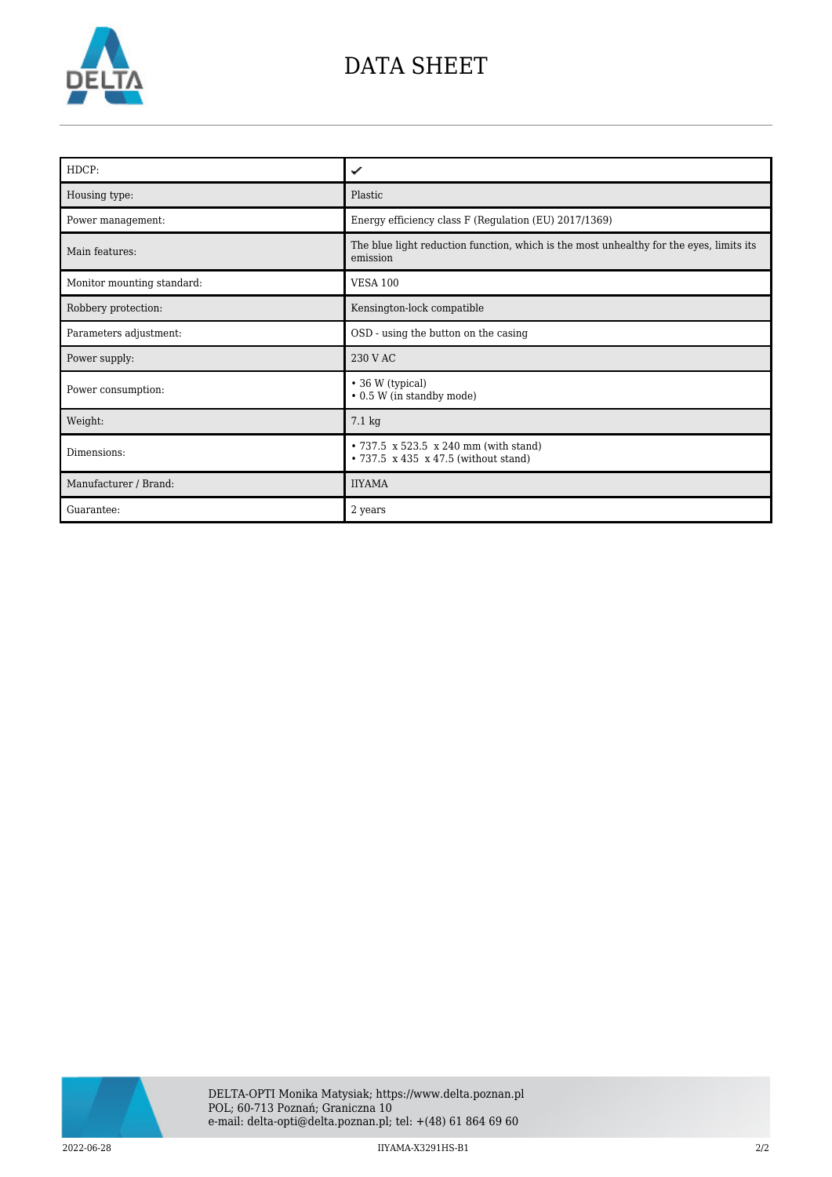# DATA SHEET

| | |
|---|---|
| HDCP: | ✔ |
| Housing type: | Plastic |
| Power management: | Energy efficiency class F (Regulation (EU) 2017/1369) |
| Main features: | The blue light reduction function, which is the most unhealthy for the eyes, limits its emission |
| Monitor mounting standard: | VESA 100 |
| Robbery protection: | Kensington-lock compatible |
| Parameters adjustment: | OSD - using the button on the casing |
| Power supply: | 230 V AC |
| Power consumption: | • 36 W (typical)<br>• 0.5 W (in standby mode) |
| Weight: | 7.1 kg |
| Dimensions: | • 737.5 x 523.5 x 240 mm (with stand)<br>• 737.5 x 435 x 47.5 (without stand) |
| Manufacturer / Brand: | IIYAMA |
| Guarantee: | 2 years |

DELTA-OPTI Monika Matysiak; https://www.delta.poznan.pl
POL; 60-713 Poznań; Graniczna 10
e-mail: delta-opti@delta.poznan.pl; tel: +(48) 61 864 69 60

2022-06-28 IIYAMA-X3291HS-B1